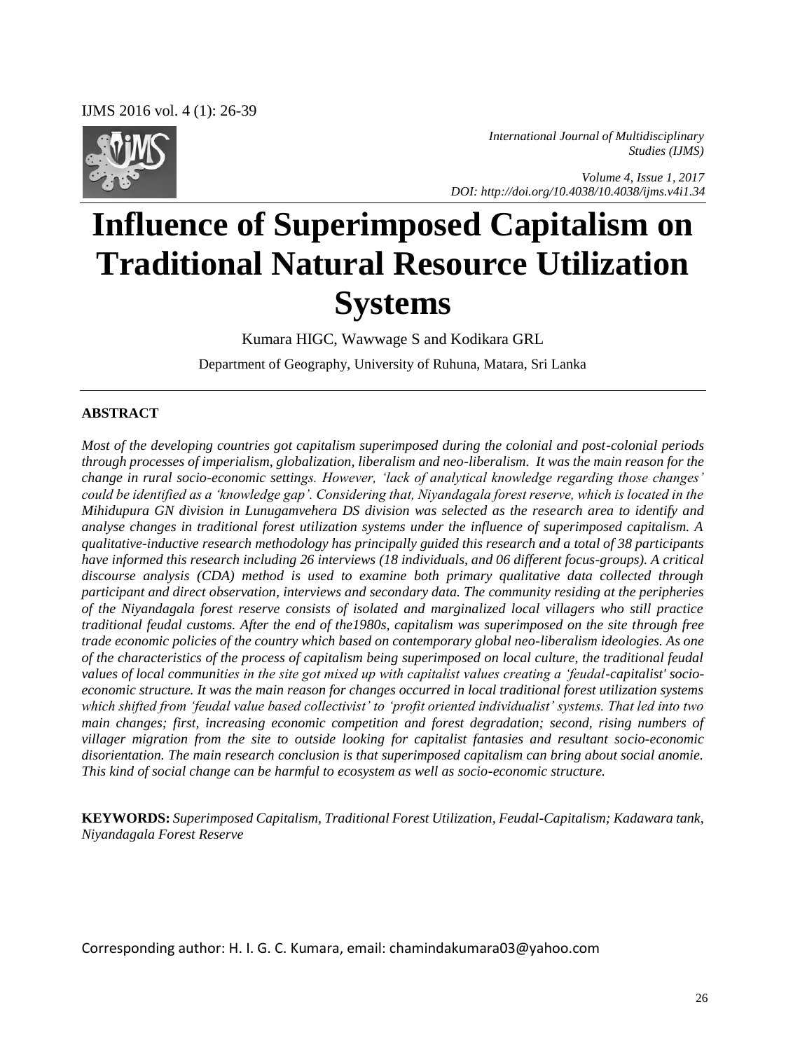*International Journal of Multidisciplinary Studies (IJMS)*

*Volume 4, Issue 1, 2017*
*DOI: http://doi.org/10.4038/10.4038/ijms.v4i1.34*

# Influence of Superimposed Capitalism on Traditional Natural Resource Utilization Systems

Kumara HIGC, Wawwage S and Kodikara GRL

Department of Geography, University of Ruhuna, Matara, Sri Lanka

## ABSTRACT

*Most of the developing countries got capitalism superimposed during the colonial and post-colonial periods through processes of imperialism, globalization, liberalism and neo-liberalism. It was the main reason for the change in rural socio-economic settings. However, 'lack of analytical knowledge regarding those changes' could be identified as a 'knowledge gap'. Considering that, Niyandagala forest reserve, which is located in the Mihidupura GN division in Lunugamvehera DS division was selected as the research area to identify and analyse changes in traditional forest utilization systems under the influence of superimposed capitalism. A qualitative-inductive research methodology has principally guided this research and a total of 38 participants have informed this research including 26 interviews (18 individuals, and 06 different focus-groups). A critical discourse analysis (CDA) method is used to examine both primary qualitative data collected through participant and direct observation, interviews and secondary data. The community residing at the peripheries of the Niyandagala forest reserve consists of isolated and marginalized local villagers who still practice traditional feudal customs. After the end of the1980s, capitalism was superimposed on the site through free trade economic policies of the country which based on contemporary global neo-liberalism ideologies. As one of the characteristics of the process of capitalism being superimposed on local culture, the traditional feudal values of local communities in the site got mixed up with capitalist values creating a 'feudal-capitalist' socio-economic structure. It was the main reason for changes occurred in local traditional forest utilization systems which shifted from 'feudal value based collectivist' to 'profit oriented individualist' systems. That led into two main changes; first, increasing economic competition and forest degradation; second, rising numbers of villager migration from the site to outside looking for capitalist fantasies and resultant socio-economic disorientation. The main research conclusion is that superimposed capitalism can bring about social anomie. This kind of social change can be harmful to ecosystem as well as socio-economic structure.*

**KEYWORDS:** *Superimposed Capitalism, Traditional Forest Utilization, Feudal-Capitalism; Kadawara tank, Niyandagala Forest Reserve*

Corresponding author: H. I. G. C. Kumara, email: chamindakumara03@yahoo.com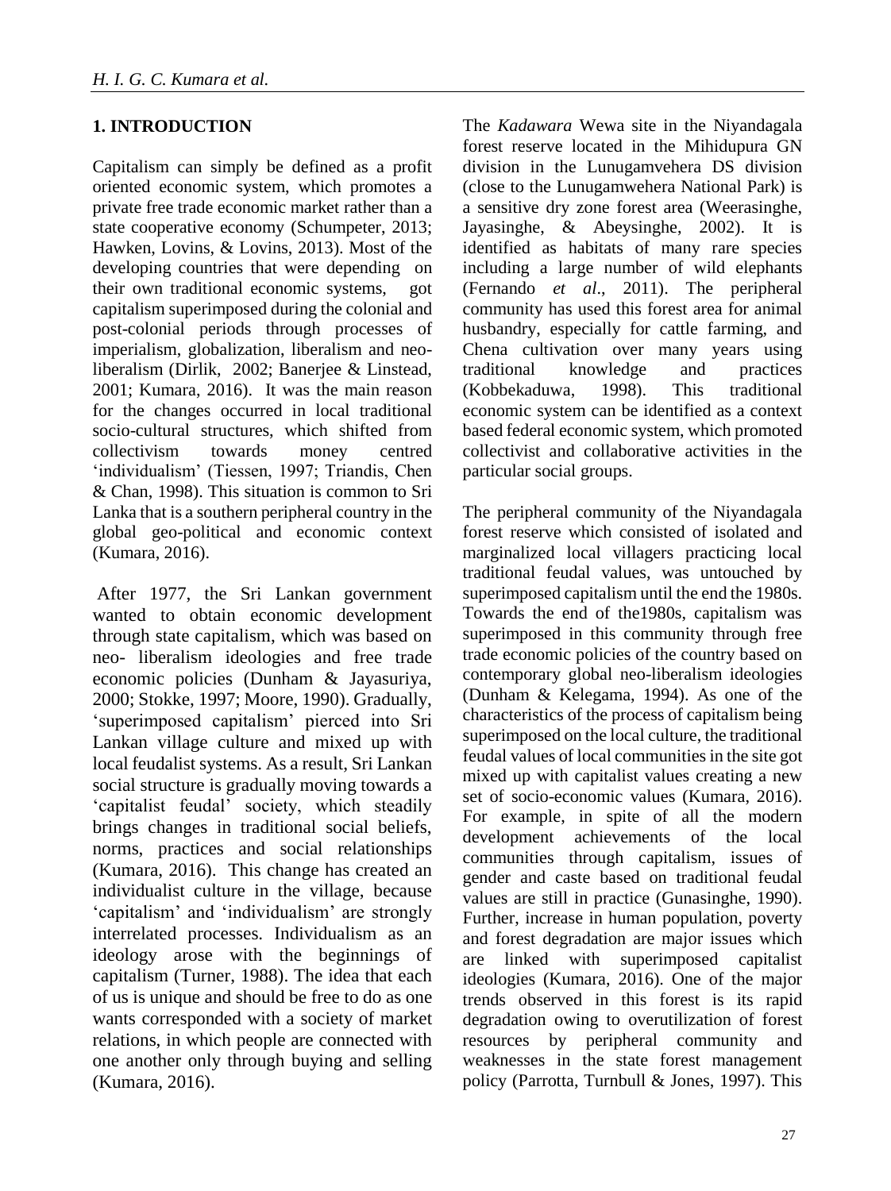## 1. INTRODUCTION

Capitalism can simply be defined as a profit oriented economic system, which promotes a private free trade economic market rather than a state cooperative economy (Schumpeter, 2013; Hawken, Lovins, & Lovins, 2013). Most of the developing countries that were depending on their own traditional economic systems, got capitalism superimposed during the colonial and post-colonial periods through processes of imperialism, globalization, liberalism and neo-liberalism (Dirlik, 2002; Banerjee & Linstead, 2001; Kumara, 2016). It was the main reason for the changes occurred in local traditional socio-cultural structures, which shifted from collectivism towards money centred 'individualism' (Tiessen, 1997; Triandis, Chen & Chan, 1998). This situation is common to Sri Lanka that is a southern peripheral country in the global geo-political and economic context (Kumara, 2016).

After 1977, the Sri Lankan government wanted to obtain economic development through state capitalism, which was based on neo- liberalism ideologies and free trade economic policies (Dunham & Jayasuriya, 2000; Stokke, 1997; Moore, 1990). Gradually, 'superimposed capitalism' pierced into Sri Lankan village culture and mixed up with local feudalist systems. As a result, Sri Lankan social structure is gradually moving towards a 'capitalist feudal' society, which steadily brings changes in traditional social beliefs, norms, practices and social relationships (Kumara, 2016). This change has created an individualist culture in the village, because 'capitalism' and 'individualism' are strongly interrelated processes. Individualism as an ideology arose with the beginnings of capitalism (Turner, 1988). The idea that each of us is unique and should be free to do as one wants corresponded with a society of market relations, in which people are connected with one another only through buying and selling (Kumara, 2016).

The *Kadawara* Wewa site in the Niyandagala forest reserve located in the Mihidupura GN division in the Lunugamvehera DS division (close to the Lunugamwehera National Park) is a sensitive dry zone forest area (Weerasinghe, Jayasinghe, & Abeysinghe, 2002). It is identified as habitats of many rare species including a large number of wild elephants (Fernando *et al*., 2011). The peripheral community has used this forest area for animal husbandry, especially for cattle farming, and Chena cultivation over many years using traditional knowledge and practices (Kobbekaduwa, 1998). This traditional economic system can be identified as a context based federal economic system, which promoted collectivist and collaborative activities in the particular social groups.

The peripheral community of the Niyandagala forest reserve which consisted of isolated and marginalized local villagers practicing local traditional feudal values, was untouched by superimposed capitalism until the end the 1980s. Towards the end of the1980s, capitalism was superimposed in this community through free trade economic policies of the country based on contemporary global neo-liberalism ideologies (Dunham & Kelegama, 1994). As one of the characteristics of the process of capitalism being superimposed on the local culture, the traditional feudal values of local communities in the site got mixed up with capitalist values creating a new set of socio-economic values (Kumara, 2016). For example, in spite of all the modern development achievements of the local communities through capitalism, issues of gender and caste based on traditional feudal values are still in practice (Gunasinghe, 1990). Further, increase in human population, poverty and forest degradation are major issues which are linked with superimposed capitalist ideologies (Kumara, 2016). One of the major trends observed in this forest is its rapid degradation owing to overutilization of forest resources by peripheral community and weaknesses in the state forest management policy (Parrotta, Turnbull & Jones, 1997). This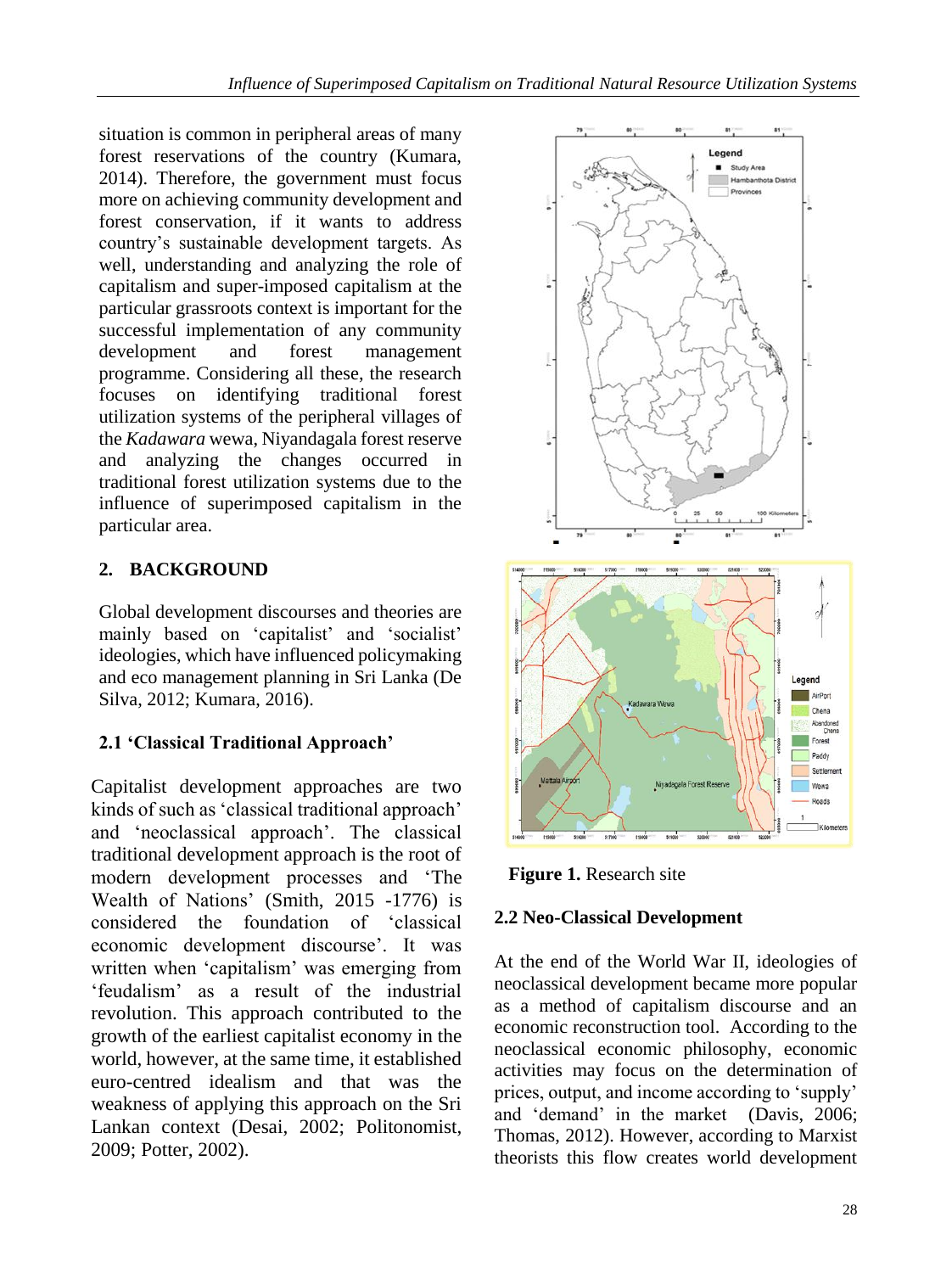situation is common in peripheral areas of many forest reservations of the country (Kumara, 2014). Therefore, the government must focus more on achieving community development and forest conservation, if it wants to address country's sustainable development targets. As well, understanding and analyzing the role of capitalism and super-imposed capitalism at the particular grassroots context is important for the successful implementation of any community development and forest management programme. Considering all these, the research focuses on identifying traditional forest utilization systems of the peripheral villages of the *Kadawara* wewa, Niyandagala forest reserve and analyzing the changes occurred in traditional forest utilization systems due to the influence of superimposed capitalism in the particular area.

## 2. BACKGROUND

Global development discourses and theories are mainly based on 'capitalist' and 'socialist' ideologies, which have influenced policymaking and eco management planning in Sri Lanka (De Silva, 2012; Kumara, 2016).

### 2.1 'Classical Traditional Approach'

Capitalist development approaches are two kinds of such as 'classical traditional approach' and 'neoclassical approach'. The classical traditional development approach is the root of modern development processes and 'The Wealth of Nations' (Smith, 2015 -1776) is considered the foundation of 'classical economic development discourse'. It was written when 'capitalism' was emerging from 'feudalism' as a result of the industrial revolution. This approach contributed to the growth of the earliest capitalist economy in the world, however, at the same time, it established euro-centred idealism and that was the weakness of applying this approach on the Sri Lankan context (Desai, 2002; Politonomist, 2009; Potter, 2002).

**Figure 1.** Research site

### 2.2 Neo-Classical Development

At the end of the World War II, ideologies of neoclassical development became more popular as a method of capitalism discourse and an economic reconstruction tool. According to the neoclassical economic philosophy, economic activities may focus on the determination of prices, output, and income according to 'supply' and 'demand' in the market (Davis, 2006; Thomas, 2012). However, according to Marxist theorists this flow creates world development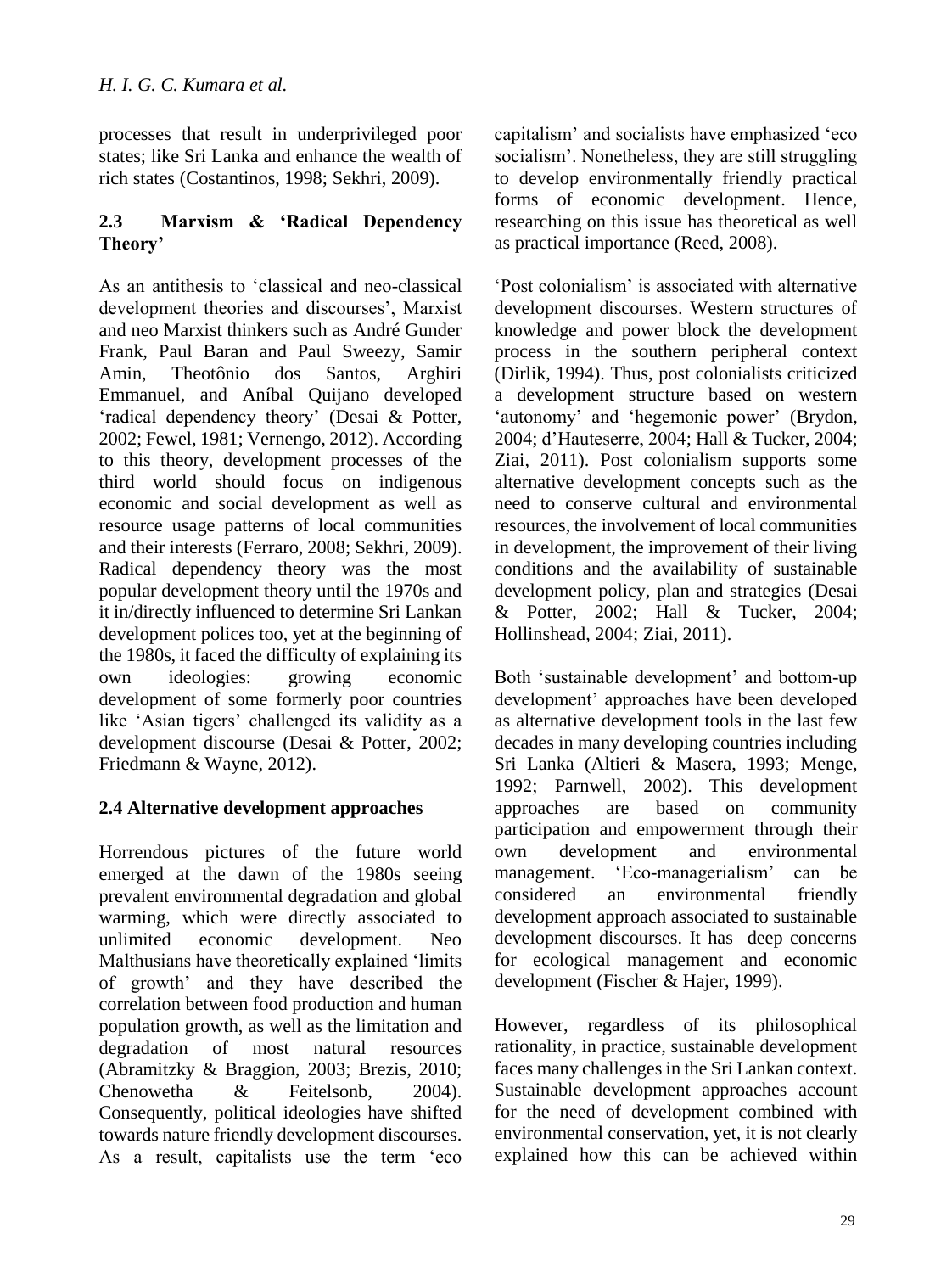processes that result in underprivileged poor states; like Sri Lanka and enhance the wealth of rich states (Costantinos, 1998; Sekhri, 2009).

## 2.3 Marxism & 'Radical Dependency Theory'

As an antithesis to 'classical and neo-classical development theories and discourses', Marxist and neo Marxist thinkers such as André Gunder Frank, Paul Baran and Paul Sweezy, Samir Amin, Theotônio dos Santos, Arghiri Emmanuel, and Aníbal Quijano developed 'radical dependency theory' (Desai & Potter, 2002; Fewel, 1981; Vernengo, 2012). According to this theory, development processes of the third world should focus on indigenous economic and social development as well as resource usage patterns of local communities and their interests (Ferraro, 2008; Sekhri, 2009). Radical dependency theory was the most popular development theory until the 1970s and it in/directly influenced to determine Sri Lankan development polices too, yet at the beginning of the 1980s, it faced the difficulty of explaining its own ideologies: growing economic development of some formerly poor countries like 'Asian tigers' challenged its validity as a development discourse (Desai & Potter, 2002; Friedmann & Wayne, 2012).

## 2.4 Alternative development approaches

Horrendous pictures of the future world emerged at the dawn of the 1980s seeing prevalent environmental degradation and global warming, which were directly associated to unlimited economic development. Neo Malthusians have theoretically explained 'limits of growth' and they have described the correlation between food production and human population growth, as well as the limitation and degradation of most natural resources (Abramitzky & Braggion, 2003; Brezis, 2010; Chenowetha & Feitelsonb, 2004). Consequently, political ideologies have shifted towards nature friendly development discourses. As a result, capitalists use the term 'eco capitalism' and socialists have emphasized 'eco socialism'. Nonetheless, they are still struggling to develop environmentally friendly practical forms of economic development. Hence, researching on this issue has theoretical as well as practical importance (Reed, 2008).

'Post colonialism' is associated with alternative development discourses. Western structures of knowledge and power block the development process in the southern peripheral context (Dirlik, 1994). Thus, post colonialists criticized a development structure based on western 'autonomy' and 'hegemonic power' (Brydon, 2004; d'Hauteserre, 2004; Hall & Tucker, 2004; Ziai, 2011). Post colonialism supports some alternative development concepts such as the need to conserve cultural and environmental resources, the involvement of local communities in development, the improvement of their living conditions and the availability of sustainable development policy, plan and strategies (Desai & Potter, 2002; Hall & Tucker, 2004; Hollinshead, 2004; Ziai, 2011).

Both 'sustainable development' and bottom-up development' approaches have been developed as alternative development tools in the last few decades in many developing countries including Sri Lanka (Altieri & Masera, 1993; Menge, 1992; Parnwell, 2002). This development approaches are based on community participation and empowerment through their own development and environmental management. 'Eco-managerialism' can be considered an environmental friendly development approach associated to sustainable development discourses. It has deep concerns for ecological management and economic development (Fischer & Hajer, 1999).

However, regardless of its philosophical rationality, in practice, sustainable development faces many challenges in the Sri Lankan context. Sustainable development approaches account for the need of development combined with environmental conservation, yet, it is not clearly explained how this can be achieved within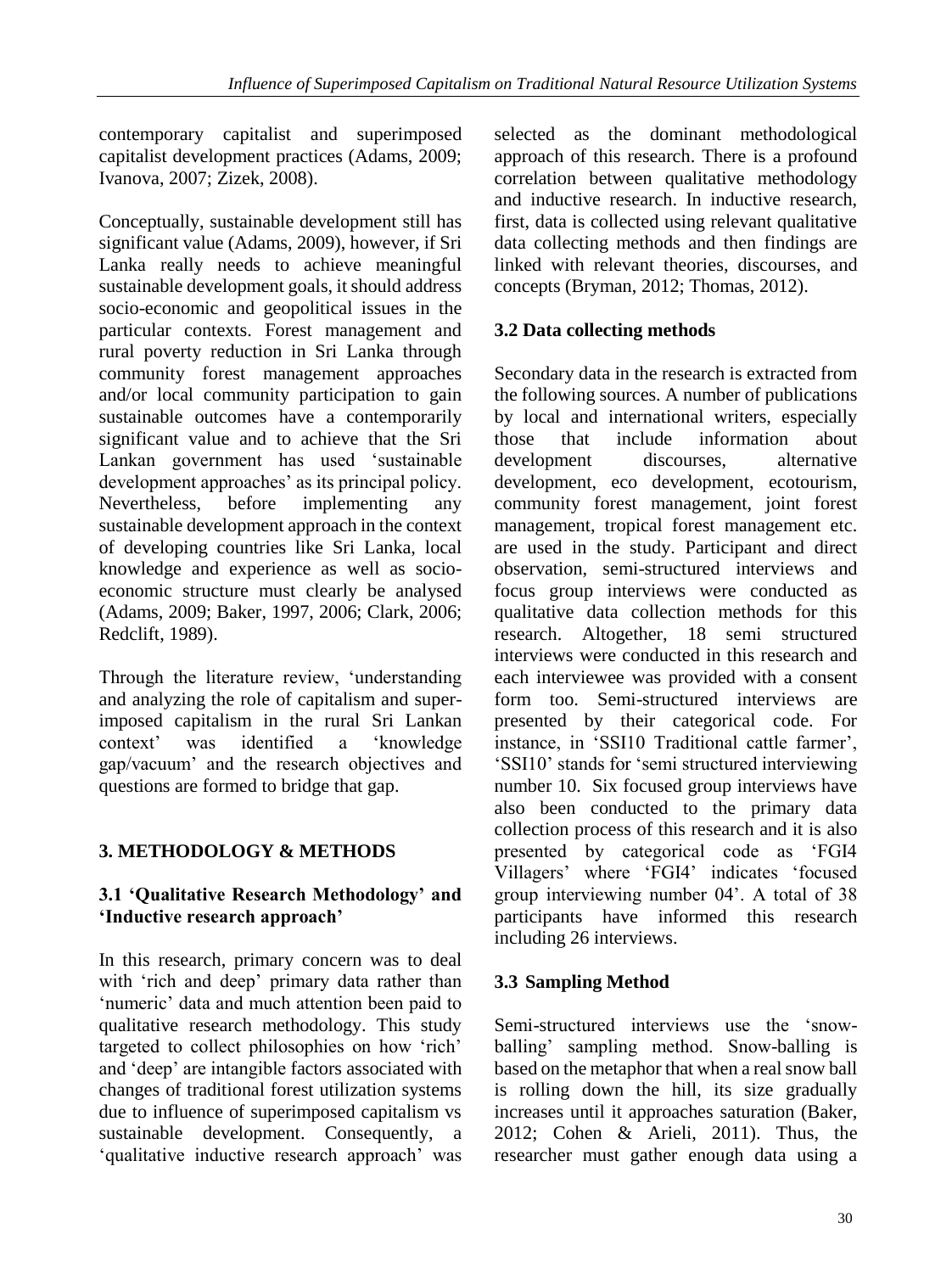contemporary capitalist and superimposed capitalist development practices (Adams, 2009; Ivanova, 2007; Zizek, 2008).

Conceptually, sustainable development still has significant value (Adams, 2009), however, if Sri Lanka really needs to achieve meaningful sustainable development goals, it should address socio-economic and geopolitical issues in the particular contexts. Forest management and rural poverty reduction in Sri Lanka through community forest management approaches and/or local community participation to gain sustainable outcomes have a contemporarily significant value and to achieve that the Sri Lankan government has used 'sustainable development approaches' as its principal policy. Nevertheless, before implementing any sustainable development approach in the context of developing countries like Sri Lanka, local knowledge and experience as well as socio-economic structure must clearly be analysed (Adams, 2009; Baker, 1997, 2006; Clark, 2006; Redclift, 1989).

Through the literature review, 'understanding and analyzing the role of capitalism and super-imposed capitalism in the rural Sri Lankan context' was identified a 'knowledge gap/vacuum' and the research objectives and questions are formed to bridge that gap.

## 3. METHODOLOGY & METHODS

### 3.1 'Qualitative Research Methodology' and 'Inductive research approach'

In this research, primary concern was to deal with 'rich and deep' primary data rather than 'numeric' data and much attention been paid to qualitative research methodology. This study targeted to collect philosophies on how 'rich' and 'deep' are intangible factors associated with changes of traditional forest utilization systems due to influence of superimposed capitalism vs sustainable development. Consequently, a 'qualitative inductive research approach' was selected as the dominant methodological approach of this research. There is a profound correlation between qualitative methodology and inductive research. In inductive research, first, data is collected using relevant qualitative data collecting methods and then findings are linked with relevant theories, discourses, and concepts (Bryman, 2012; Thomas, 2012).

### 3.2 Data collecting methods

Secondary data in the research is extracted from the following sources. A number of publications by local and international writers, especially those that include information about development discourses, alternative development, eco development, ecotourism, community forest management, joint forest management, tropical forest management etc. are used in the study. Participant and direct observation, semi-structured interviews and focus group interviews were conducted as qualitative data collection methods for this research. Altogether, 18 semi structured interviews were conducted in this research and each interviewee was provided with a consent form too. Semi-structured interviews are presented by their categorical code. For instance, in 'SSI10 Traditional cattle farmer', 'SSI10' stands for 'semi structured interviewing number 10. Six focused group interviews have also been conducted to the primary data collection process of this research and it is also presented by categorical code as 'FGI4 Villagers' where 'FGI4' indicates 'focused group interviewing number 04'. A total of 38 participants have informed this research including 26 interviews.

### 3.3 Sampling Method

Semi-structured interviews use the 'snow-balling' sampling method. Snow-balling is based on the metaphor that when a real snow ball is rolling down the hill, its size gradually increases until it approaches saturation (Baker, 2012; Cohen & Arieli, 2011). Thus, the researcher must gather enough data using a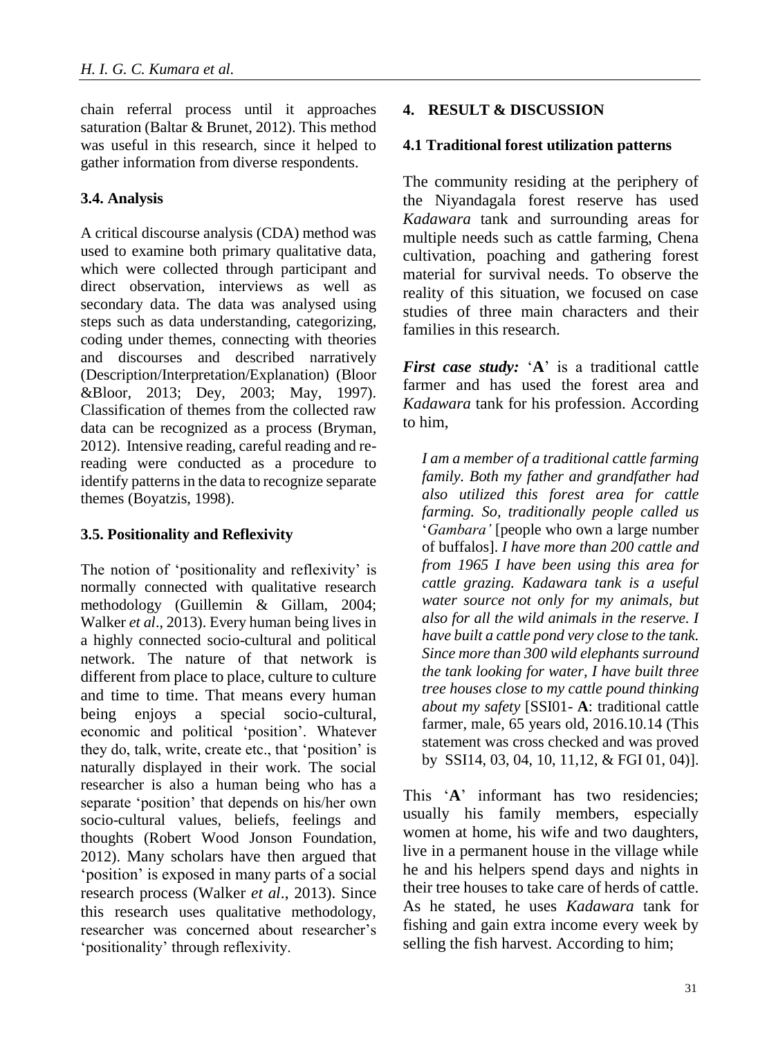chain referral process until it approaches saturation (Baltar & Brunet, 2012). This method was useful in this research, since it helped to gather information from diverse respondents.

### 3.4. Analysis

A critical discourse analysis (CDA) method was used to examine both primary qualitative data, which were collected through participant and direct observation, interviews as well as secondary data. The data was analysed using steps such as data understanding, categorizing, coding under themes, connecting with theories and discourses and described narratively (Description/Interpretation/Explanation) (Bloor &Bloor, 2013; Dey, 2003; May, 1997). Classification of themes from the collected raw data can be recognized as a process (Bryman, 2012). Intensive reading, careful reading and re-reading were conducted as a procedure to identify patterns in the data to recognize separate themes (Boyatzis, 1998).

### 3.5. Positionality and Reflexivity

The notion of 'positionality and reflexivity' is normally connected with qualitative research methodology (Guillemin & Gillam, 2004; Walker *et al*., 2013). Every human being lives in a highly connected socio-cultural and political network. The nature of that network is different from place to place, culture to culture and time to time. That means every human being enjoys a special socio-cultural, economic and political 'position'. Whatever they do, talk, write, create etc., that 'position' is naturally displayed in their work. The social researcher is also a human being who has a separate 'position' that depends on his/her own socio-cultural values, beliefs, feelings and thoughts (Robert Wood Jonson Foundation, 2012). Many scholars have then argued that 'position' is exposed in many parts of a social research process (Walker *et al*., 2013). Since this research uses qualitative methodology, researcher was concerned about researcher's 'positionality' through reflexivity.

## 4. RESULT & DISCUSSION

### 4.1 Traditional forest utilization patterns

The community residing at the periphery of the Niyandagala forest reserve has used *Kadawara* tank and surrounding areas for multiple needs such as cattle farming, Chena cultivation, poaching and gathering forest material for survival needs. To observe the reality of this situation, we focused on case studies of three main characters and their families in this research.

***First case study:*** '**A**' is a traditional cattle farmer and has used the forest area and *Kadawara* tank for his profession. According to him,

> *I am a member of a traditional cattle farming family. Both my father and grandfather had also utilized this forest area for cattle farming. So, traditionally people called us* '*Gambara'* [people who own a large number of buffalos]. *I have more than 200 cattle and from 1965 I have been using this area for cattle grazing. Kadawara tank is a useful water source not only for my animals, but also for all the wild animals in the reserve. I have built a cattle pond very close to the tank. Since more than 300 wild elephants surround the tank looking for water, I have built three tree houses close to my cattle pound thinking about my safety* [SSI01- **A**: traditional cattle farmer, male, 65 years old, 2016.10.14 (This statement was cross checked and was proved by SSI14, 03, 04, 10, 11,12, & FGI 01, 04)].

This '**A**' informant has two residencies; usually his family members, especially women at home, his wife and two daughters, live in a permanent house in the village while he and his helpers spend days and nights in their tree houses to take care of herds of cattle. As he stated, he uses *Kadawara* tank for fishing and gain extra income every week by selling the fish harvest. According to him;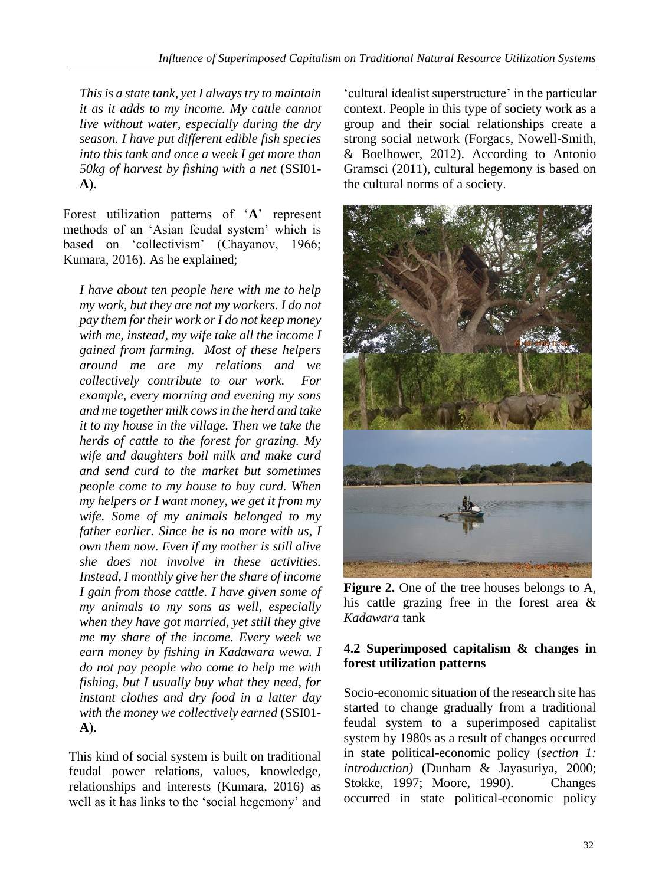*This is a state tank, yet I always try to maintain it as it adds to my income. My cattle cannot live without water, especially during the dry season. I have put different edible fish species into this tank and once a week I get more than 50kg of harvest by fishing with a net* (SSI01-**A**).

Forest utilization patterns of '**A**' represent methods of an 'Asian feudal system' which is based on 'collectivism' (Chayanov, 1966; Kumara, 2016). As he explained;

*I have about ten people here with me to help my work, but they are not my workers. I do not pay them for their work or I do not keep money with me, instead, my wife take all the income I gained from farming. Most of these helpers around me are my relations and we collectively contribute to our work. For example, every morning and evening my sons and me together milk cows in the herd and take it to my house in the village. Then we take the herds of cattle to the forest for grazing. My wife and daughters boil milk and make curd and send curd to the market but sometimes people come to my house to buy curd. When my helpers or I want money, we get it from my wife. Some of my animals belonged to my father earlier. Since he is no more with us, I own them now. Even if my mother is still alive she does not involve in these activities. Instead, I monthly give her the share of income I gain from those cattle. I have given some of my animals to my sons as well, especially when they have got married, yet still they give me my share of the income. Every week we earn money by fishing in Kadawara wewa. I do not pay people who come to help me with fishing, but I usually buy what they need, for instant clothes and dry food in a latter day with the money we collectively earned* (SSI01-**A**).

This kind of social system is built on traditional feudal power relations, values, knowledge, relationships and interests (Kumara, 2016) as well as it has links to the 'social hegemony' and 'cultural idealist superstructure' in the particular context. People in this type of society work as a group and their social relationships create a strong social network (Forgacs, Nowell-Smith, & Boelhower, 2012). According to Antonio Gramsci (2011), cultural hegemony is based on the cultural norms of a society.

**Figure 2.** One of the tree houses belongs to A, his cattle grazing free in the forest area & *Kadawara* tank

### 4.2 Superimposed capitalism & changes in forest utilization patterns

Socio-economic situation of the research site has started to change gradually from a traditional feudal system to a superimposed capitalist system by 1980s as a result of changes occurred in state political-economic policy (*section 1: introduction)* (Dunham & Jayasuriya, 2000; Stokke, 1997; Moore, 1990). Changes occurred in state political-economic policy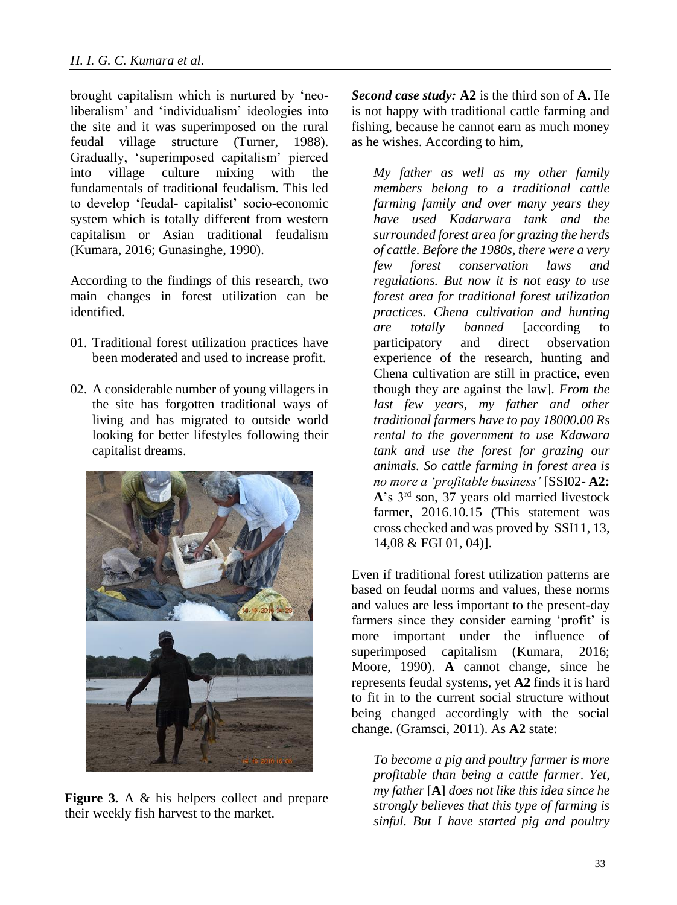brought capitalism which is nurtured by 'neo-liberalism' and 'individualism' ideologies into the site and it was superimposed on the rural feudal village structure (Turner, 1988). Gradually, 'superimposed capitalism' pierced into village culture mixing with the fundamentals of traditional feudalism. This led to develop 'feudal- capitalist' socio-economic system which is totally different from western capitalism or Asian traditional feudalism (Kumara, 2016; Gunasinghe, 1990).

According to the findings of this research, two main changes in forest utilization can be identified.

01. Traditional forest utilization practices have been moderated and used to increase profit.
02. A considerable number of young villagers in the site has forgotten traditional ways of living and has migrated to outside world looking for better lifestyles following their capitalist dreams.

**Figure 3.** A & his helpers collect and prepare their weekly fish harvest to the market.

***Second case study:*** **A2** is the third son of **A.** He is not happy with traditional cattle farming and fishing, because he cannot earn as much money as he wishes. According to him,

> *My father as well as my other family members belong to a traditional cattle farming family and over many years they have used Kadarwara tank and the surrounded forest area for grazing the herds of cattle. Before the 1980s, there were a very few forest conservation laws and regulations. But now it is not easy to use forest area for traditional forest utilization practices. Chena cultivation and hunting are totally banned* [according to participatory and direct observation experience of the research, hunting and Chena cultivation are still in practice, even though they are against the law]. *From the last few years, my father and other traditional farmers have to pay 18000.00 Rs rental to the government to use Kdawara tank and use the forest for grazing our animals. So cattle farming in forest area is no more a 'profitable business'* [SSI02- **A2: A**'s 3rd son, 37 years old married livestock farmer, 2016.10.15 (This statement was cross checked and was proved by SSI11, 13, 14,08 & FGI 01, 04)].

Even if traditional forest utilization patterns are based on feudal norms and values, these norms and values are less important to the present-day farmers since they consider earning 'profit' is more important under the influence of superimposed capitalism (Kumara, 2016; Moore, 1990). **A** cannot change, since he represents feudal systems, yet **A2** finds it is hard to fit in to the current social structure without being changed accordingly with the social change. (Gramsci, 2011). As **A2** state:

> *To become a pig and poultry farmer is more profitable than being a cattle farmer. Yet, my father* [**A**] *does not like this idea since he strongly believes that this type of farming is sinful. But I have started pig and poultry*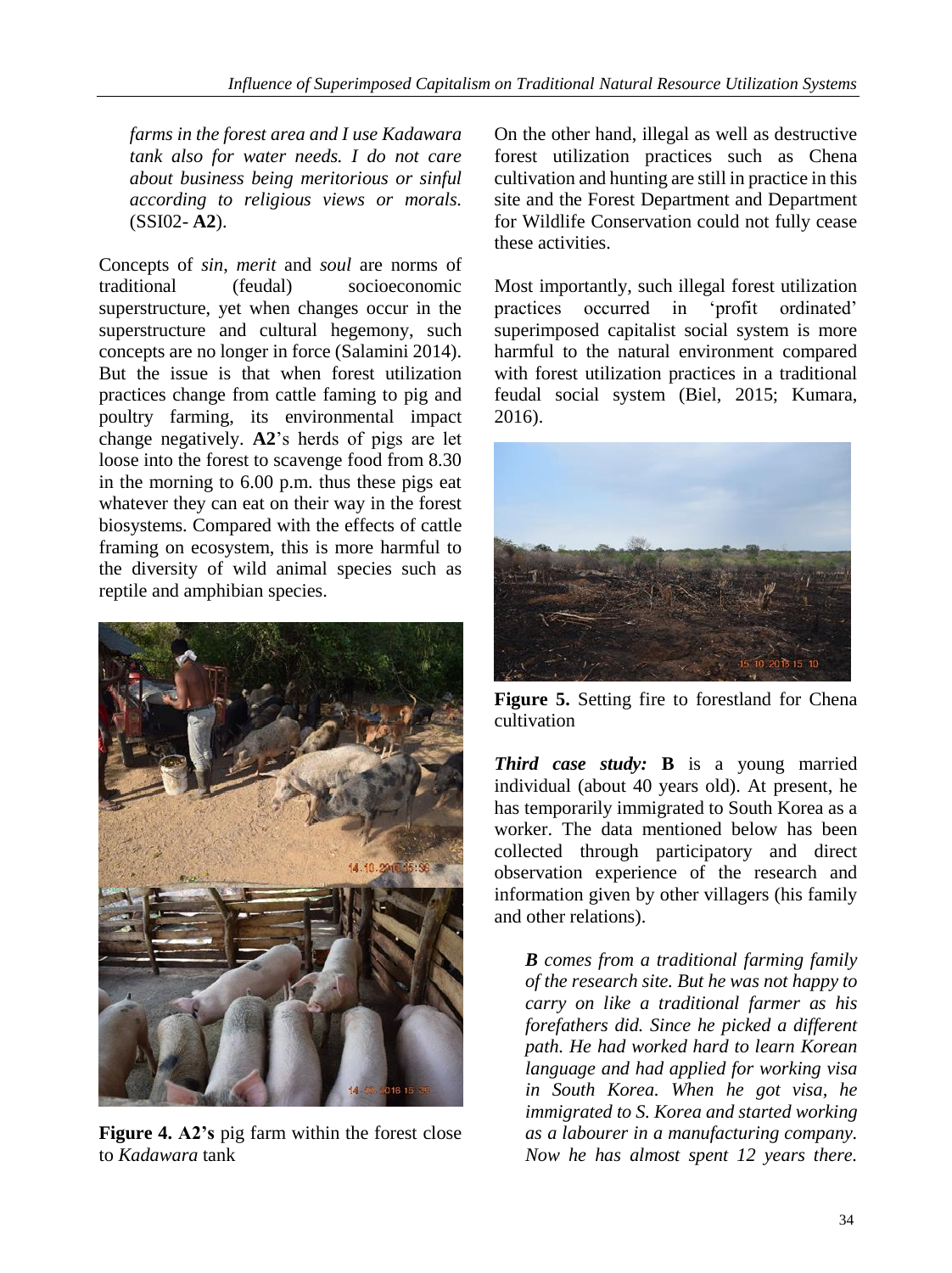*farms in the forest area and I use Kadawara tank also for water needs. I do not care about business being meritorious or sinful according to religious views or morals.* (SSI02- **A2**).

Concepts of *sin, merit* and *soul* are norms of traditional (feudal) socioeconomic superstructure, yet when changes occur in the superstructure and cultural hegemony, such concepts are no longer in force (Salamini 2014). But the issue is that when forest utilization practices change from cattle faming to pig and poultry farming, its environmental impact change negatively. **A2**'s herds of pigs are let loose into the forest to scavenge food from 8.30 in the morning to 6.00 p.m. thus these pigs eat whatever they can eat on their way in the forest biosystems. Compared with the effects of cattle framing on ecosystem, this is more harmful to the diversity of wild animal species such as reptile and amphibian species.

**Figure 4. A2's** pig farm within the forest close to *Kadawara* tank

On the other hand, illegal as well as destructive forest utilization practices such as Chena cultivation and hunting are still in practice in this site and the Forest Department and Department for Wildlife Conservation could not fully cease these activities.

Most importantly, such illegal forest utilization practices occurred in 'profit ordinated' superimposed capitalist social system is more harmful to the natural environment compared with forest utilization practices in a traditional feudal social system (Biel, 2015; Kumara, 2016).

**Figure 5.** Setting fire to forestland for Chena cultivation

***Third case study:*** **B** is a young married individual (about 40 years old). At present, he has temporarily immigrated to South Korea as a worker. The data mentioned below has been collected through participatory and direct observation experience of the research and information given by other villagers (his family and other relations).

> ***B*** *comes from a traditional farming family of the research site. But he was not happy to carry on like a traditional farmer as his forefathers did. Since he picked a different path. He had worked hard to learn Korean language and had applied for working visa in South Korea. When he got visa, he immigrated to S. Korea and started working as a labourer in a manufacturing company. Now he has almost spent 12 years there.*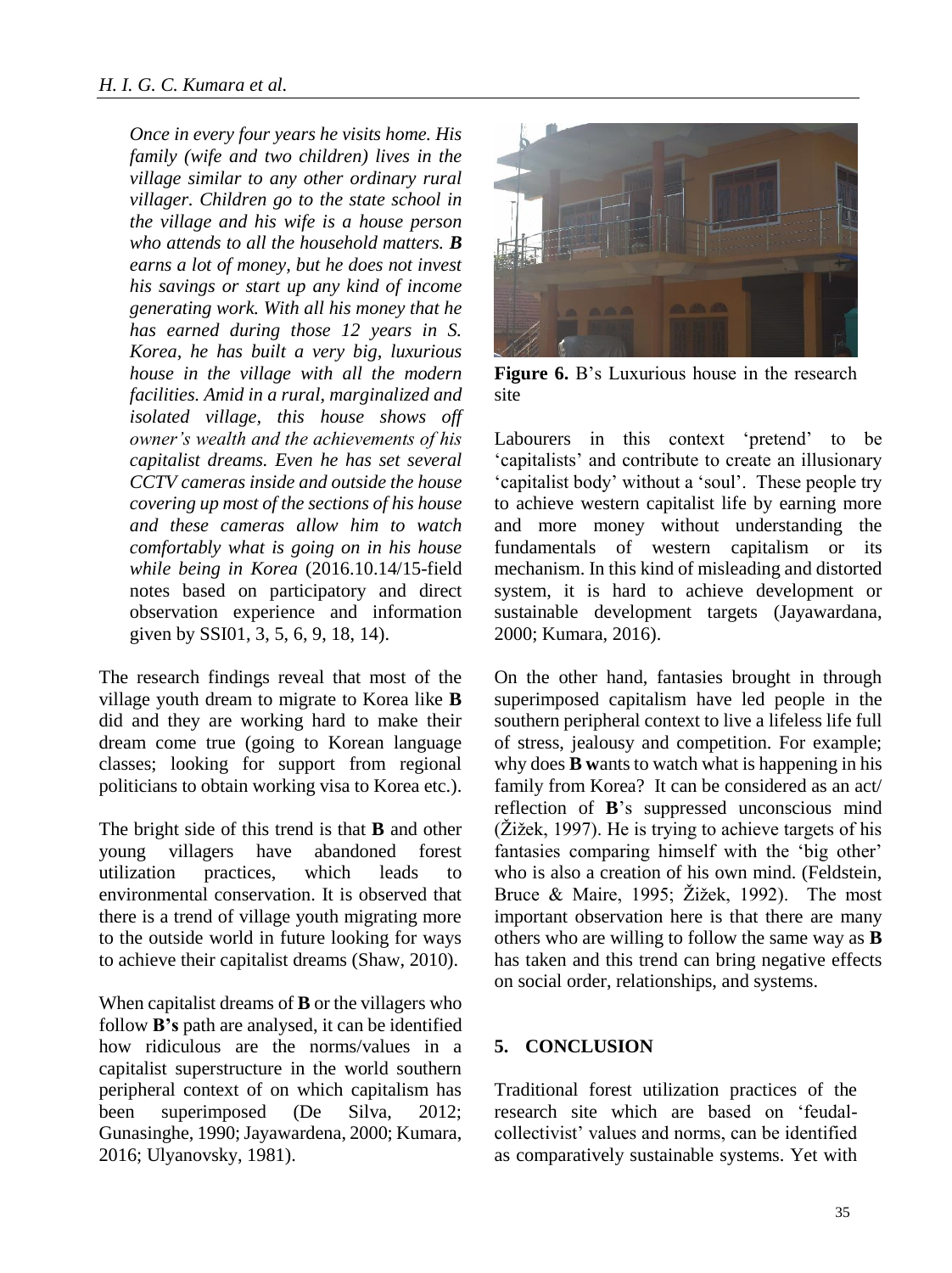*Once in every four years he visits home. His family (wife and two children) lives in the village similar to any other ordinary rural villager. Children go to the state school in the village and his wife is a house person who attends to all the household matters. **B** earns a lot of money, but he does not invest his savings or start up any kind of income generating work. With all his money that he has earned during those 12 years in S. Korea, he has built a very big, luxurious house in the village with all the modern facilities. Amid in a rural, marginalized and isolated village, this house shows off owner's wealth and the achievements of his capitalist dreams. Even he has set several CCTV cameras inside and outside the house covering up most of the sections of his house and these cameras allow him to watch comfortably what is going on in his house while being in Korea* (2016.10.14/15-field notes based on participatory and direct observation experience and information given by SSI01, 3, 5, 6, 9, 18, 14).

The research findings reveal that most of the village youth dream to migrate to Korea like **B** did and they are working hard to make their dream come true (going to Korean language classes; looking for support from regional politicians to obtain working visa to Korea etc.).

The bright side of this trend is that **B** and other young villagers have abandoned forest utilization practices, which leads to environmental conservation. It is observed that there is a trend of village youth migrating more to the outside world in future looking for ways to achieve their capitalist dreams (Shaw, 2010).

When capitalist dreams of **B** or the villagers who follow **B's** path are analysed, it can be identified how ridiculous are the norms/values in a capitalist superstructure in the world southern peripheral context of on which capitalism has been superimposed (De Silva, 2012; Gunasinghe, 1990; Jayawardena, 2000; Kumara, 2016; Ulyanovsky, 1981).

**Figure 6.** B's Luxurious house in the research site

Labourers in this context 'pretend' to be 'capitalists' and contribute to create an illusionary 'capitalist body' without a 'soul'. These people try to achieve western capitalist life by earning more and more money without understanding the fundamentals of western capitalism or its mechanism. In this kind of misleading and distorted system, it is hard to achieve development or sustainable development targets (Jayawardana, 2000; Kumara, 2016).

On the other hand, fantasies brought in through superimposed capitalism have led people in the southern peripheral context to live a lifeless life full of stress, jealousy and competition. For example; why does **B w**ants to watch what is happening in his family from Korea? It can be considered as an act/ reflection of **B**'s suppressed unconscious mind (Žižek, 1997). He is trying to achieve targets of his fantasies comparing himself with the 'big other' who is also a creation of his own mind. (Feldstein, Bruce & Maire, 1995; Žižek, 1992). The most important observation here is that there are many others who are willing to follow the same way as **B** has taken and this trend can bring negative effects on social order, relationships, and systems.

## 5. CONCLUSION

Traditional forest utilization practices of the research site which are based on 'feudal-collectivist' values and norms, can be identified as comparatively sustainable systems. Yet with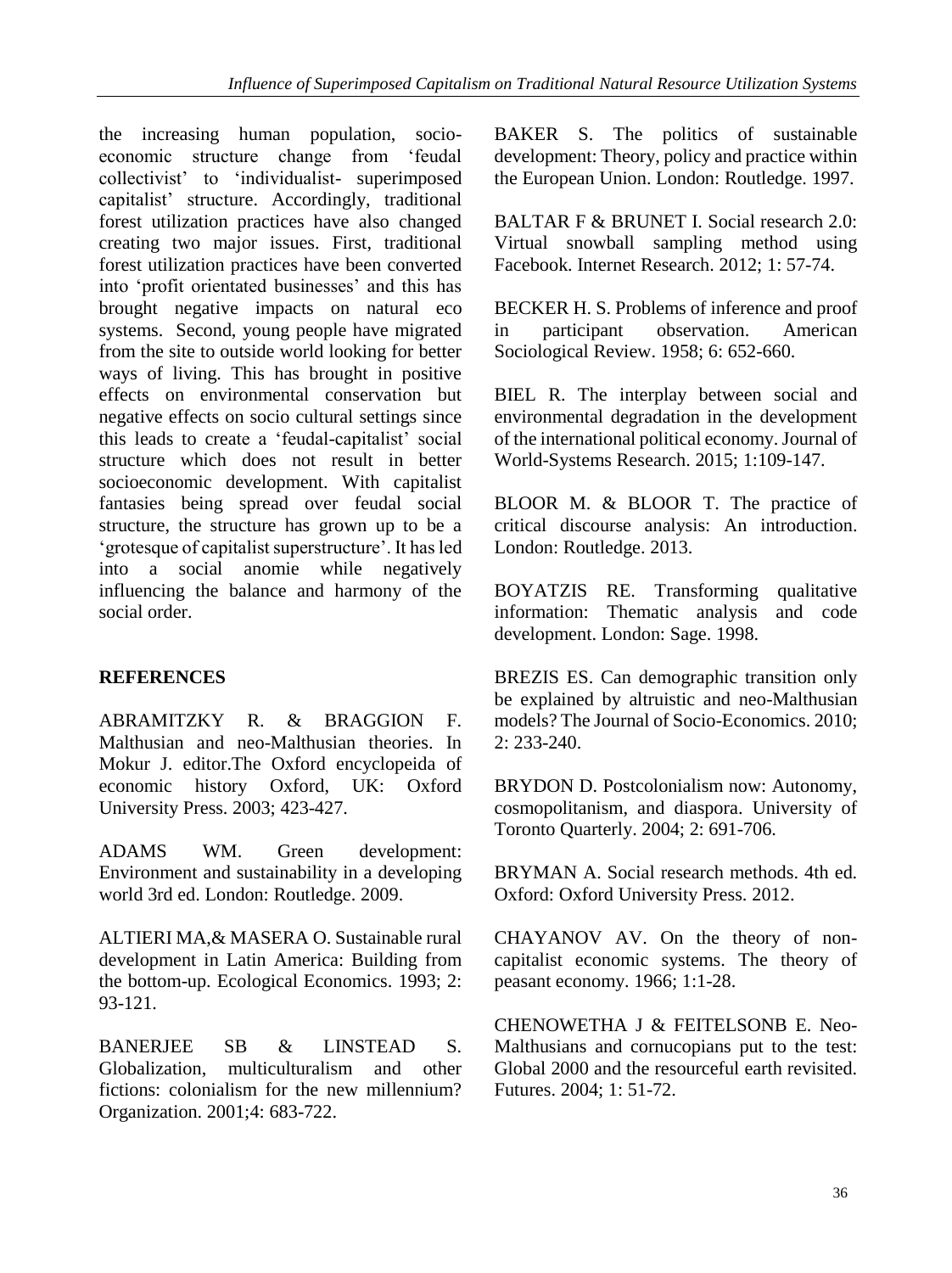the increasing human population, socio-economic structure change from 'feudal collectivist' to 'individualist- superimposed capitalist' structure. Accordingly, traditional forest utilization practices have also changed creating two major issues. First, traditional forest utilization practices have been converted into 'profit orientated businesses' and this has brought negative impacts on natural eco systems. Second, young people have migrated from the site to outside world looking for better ways of living. This has brought in positive effects on environmental conservation but negative effects on socio cultural settings since this leads to create a 'feudal-capitalist' social structure which does not result in better socioeconomic development. With capitalist fantasies being spread over feudal social structure, the structure has grown up to be a 'grotesque of capitalist superstructure'. It has led into a social anomie while negatively influencing the balance and harmony of the social order.

## REFERENCES

ABRAMITZKY R. & BRAGGION F. Malthusian and neo-Malthusian theories. In Mokur J. editor.The Oxford encyclopeida of economic history Oxford, UK: Oxford University Press. 2003; 423-427.

ADAMS WM. Green development: Environment and sustainability in a developing world 3rd ed. London: Routledge. 2009.

ALTIERI MA,& MASERA O. Sustainable rural development in Latin America: Building from the bottom-up. Ecological Economics. 1993; 2: 93-121.

BANERJEE SB & LINSTEAD S. Globalization, multiculturalism and other fictions: colonialism for the new millennium? Organization. 2001;4: 683-722.

BAKER S. The politics of sustainable development: Theory, policy and practice within the European Union. London: Routledge. 1997.

BALTAR F & BRUNET I. Social research 2.0: Virtual snowball sampling method using Facebook. Internet Research. 2012; 1: 57-74.

BECKER H. S. Problems of inference and proof in participant observation. American Sociological Review. 1958; 6: 652-660.

BIEL R. The interplay between social and environmental degradation in the development of the international political economy. Journal of World-Systems Research. 2015; 1:109-147.

BLOOR M. & BLOOR T. The practice of critical discourse analysis: An introduction. London: Routledge. 2013.

BOYATZIS RE. Transforming qualitative information: Thematic analysis and code development. London: Sage. 1998.

BREZIS ES. Can demographic transition only be explained by altruistic and neo-Malthusian models? The Journal of Socio-Economics. 2010; 2: 233-240.

BRYDON D. Postcolonialism now: Autonomy, cosmopolitanism, and diaspora. University of Toronto Quarterly. 2004; 2: 691-706.

BRYMAN A. Social research methods. 4th ed. Oxford: Oxford University Press. 2012.

CHAYANOV AV. On the theory of non-capitalist economic systems. The theory of peasant economy. 1966; 1:1-28.

CHENOWETHA J & FEITELSONB E. Neo-Malthusians and cornucopians put to the test: Global 2000 and the resourceful earth revisited. Futures. 2004; 1: 51-72.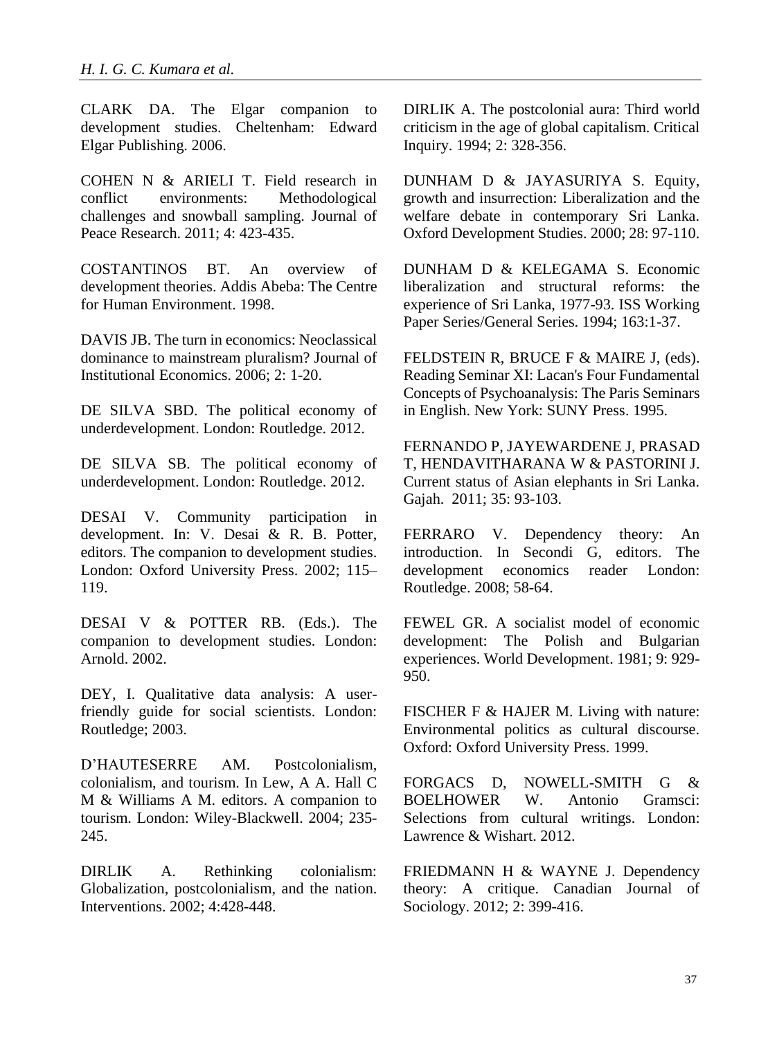CLARK DA. The Elgar companion to development studies. Cheltenham: Edward Elgar Publishing. 2006.

COHEN N & ARIELI T. Field research in conflict environments: Methodological challenges and snowball sampling. Journal of Peace Research. 2011; 4: 423-435.

COSTANTINOS BT. An overview of development theories. Addis Abeba: The Centre for Human Environment. 1998.

DAVIS JB. The turn in economics: Neoclassical dominance to mainstream pluralism? Journal of Institutional Economics. 2006; 2: 1-20.

DE SILVA SBD. The political economy of underdevelopment. London: Routledge. 2012.

DE SILVA SB. The political economy of underdevelopment. London: Routledge. 2012.

DESAI V. Community participation in development. In: V. Desai & R. B. Potter, editors. The companion to development studies. London: Oxford University Press. 2002; 115–119.

DESAI V & POTTER RB. (Eds.). The companion to development studies. London: Arnold. 2002.

DEY, I. Qualitative data analysis: A user-friendly guide for social scientists. London: Routledge; 2003.

D'HAUTESERRE AM. Postcolonialism, colonialism, and tourism. In Lew, A A. Hall C M & Williams A M. editors. A companion to tourism. London: Wiley-Blackwell. 2004; 235-245.

DIRLIK A. Rethinking colonialism: Globalization, postcolonialism, and the nation. Interventions. 2002; 4:428-448.

DIRLIK A. The postcolonial aura: Third world criticism in the age of global capitalism. Critical Inquiry. 1994; 2: 328-356.

DUNHAM D & JAYASURIYA S. Equity, growth and insurrection: Liberalization and the welfare debate in contemporary Sri Lanka. Oxford Development Studies. 2000; 28: 97-110.

DUNHAM D & KELEGAMA S. Economic liberalization and structural reforms: the experience of Sri Lanka, 1977-93. ISS Working Paper Series/General Series. 1994; 163:1-37.

FELDSTEIN R, BRUCE F & MAIRE J, (eds). Reading Seminar XI: Lacan's Four Fundamental Concepts of Psychoanalysis: The Paris Seminars in English. New York: SUNY Press. 1995.

FERNANDO P, JAYEWARDENE J, PRASAD T, HENDAVITHARANA W & PASTORINI J. Current status of Asian elephants in Sri Lanka. Gajah. 2011; 35: 93-103.

FERRARO V. Dependency theory: An introduction. In Secondi G, editors. The development economics reader London: Routledge. 2008; 58-64.

FEWEL GR. A socialist model of economic development: The Polish and Bulgarian experiences. World Development. 1981; 9: 929-950.

FISCHER F & HAJER M. Living with nature: Environmental politics as cultural discourse. Oxford: Oxford University Press. 1999.

FORGACS D, NOWELL-SMITH G & BOELHOWER W. Antonio Gramsci: Selections from cultural writings. London: Lawrence & Wishart. 2012.

FRIEDMANN H & WAYNE J. Dependency theory: A critique. Canadian Journal of Sociology. 2012; 2: 399-416.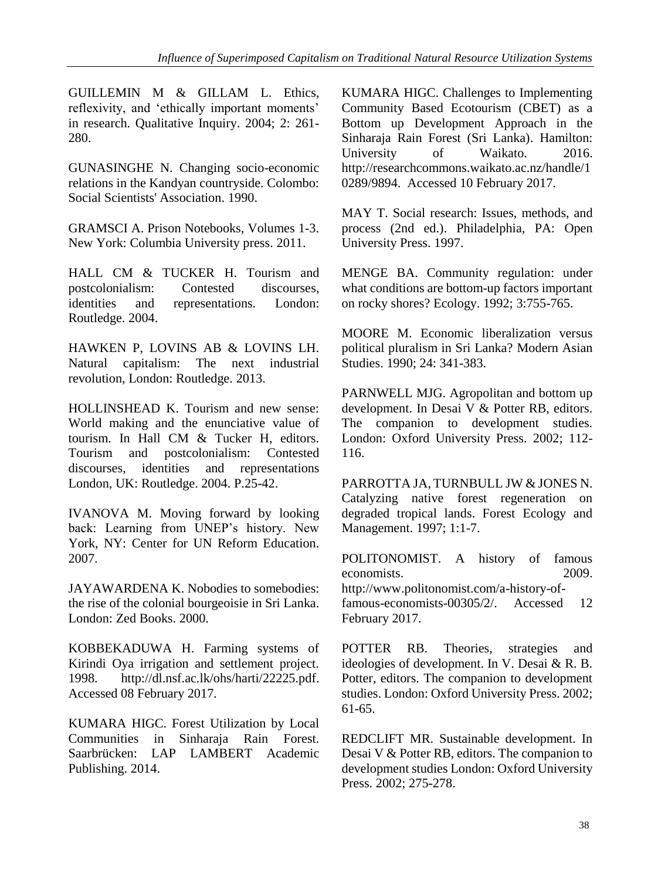GUILLEMIN M & GILLAM L. Ethics, reflexivity, and 'ethically important moments' in research. Qualitative Inquiry. 2004; 2: 261-280.

GUNASINGHE N. Changing socio-economic relations in the Kandyan countryside. Colombo: Social Scientists' Association. 1990.

GRAMSCI A. Prison Notebooks, Volumes 1-3. New York: Columbia University press. 2011.

HALL CM & TUCKER H. Tourism and postcolonialism: Contested discourses, identities and representations. London: Routledge. 2004.

HAWKEN P, LOVINS AB & LOVINS LH. Natural capitalism: The next industrial revolution, London: Routledge. 2013.

HOLLINSHEAD K. Tourism and new sense: World making and the enunciative value of tourism. In Hall CM & Tucker H, editors. Tourism and postcolonialism: Contested discourses, identities and representations London, UK: Routledge. 2004. P.25-42.

IVANOVA M. Moving forward by looking back: Learning from UNEP's history. New York, NY: Center for UN Reform Education. 2007.

JAYAWARDENA K. Nobodies to somebodies: the rise of the colonial bourgeoisie in Sri Lanka. London: Zed Books. 2000.

KOBBEKADUWA H. Farming systems of Kirindi Oya irrigation and settlement project. 1998. http://dl.nsf.ac.lk/ohs/harti/22225.pdf. Accessed 08 February 2017.

KUMARA HIGC. Forest Utilization by Local Communities in Sinharaja Rain Forest. Saarbrücken: LAP LAMBERT Academic Publishing. 2014.

KUMARA HIGC. Challenges to Implementing Community Based Ecotourism (CBET) as a Bottom up Development Approach in the Sinharaja Rain Forest (Sri Lanka). Hamilton: University of Waikato. 2016. http://researchcommons.waikato.ac.nz/handle/10289/9894. Accessed 10 February 2017.

MAY T. Social research: Issues, methods, and process (2nd ed.). Philadelphia, PA: Open University Press. 1997.

MENGE BA. Community regulation: under what conditions are bottom-up factors important on rocky shores? Ecology. 1992; 3:755-765.

MOORE M. Economic liberalization versus political pluralism in Sri Lanka? Modern Asian Studies. 1990; 24: 341-383.

PARNWELL MJG. Agropolitan and bottom up development. In Desai V & Potter RB, editors. The companion to development studies. London: Oxford University Press. 2002; 112-116.

PARROTTA JA, TURNBULL JW & JONES N. Catalyzing native forest regeneration on degraded tropical lands. Forest Ecology and Management. 1997; 1:1-7.

POLITONOMIST. A history of famous economists. 2009. http://www.politonomist.com/a-history-of-famous-economists-00305/2/. Accessed 12 February 2017.

POTTER RB. Theories, strategies and ideologies of development. In V. Desai & R. B. Potter, editors. The companion to development studies. London: Oxford University Press. 2002; 61-65.

REDCLIFT MR. Sustainable development. In Desai V & Potter RB, editors. The companion to development studies London: Oxford University Press. 2002; 275-278.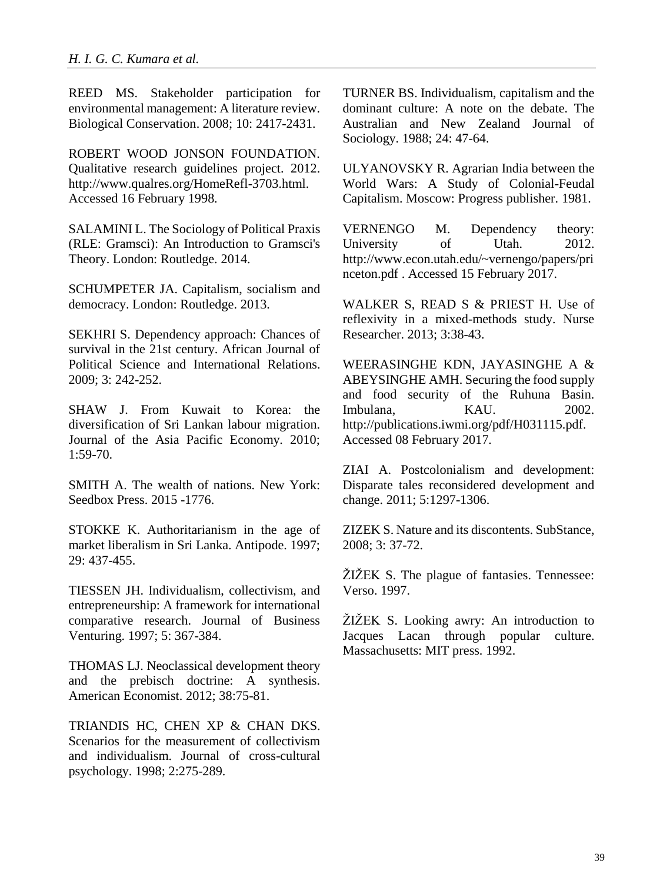REED MS. Stakeholder participation for environmental management: A literature review. Biological Conservation. 2008; 10: 2417-2431.

ROBERT WOOD JONSON FOUNDATION. Qualitative research guidelines project. 2012. http://www.qualres.org/HomeRefl-3703.html. Accessed 16 February 1998.

SALAMINI L. The Sociology of Political Praxis (RLE: Gramsci): An Introduction to Gramsci's Theory. London: Routledge. 2014.

SCHUMPETER JA. Capitalism, socialism and democracy. London: Routledge. 2013.

SEKHRI S. Dependency approach: Chances of survival in the 21st century. African Journal of Political Science and International Relations. 2009; 3: 242-252.

SHAW J. From Kuwait to Korea: the diversification of Sri Lankan labour migration. Journal of the Asia Pacific Economy. 2010; 1:59-70.

SMITH A. The wealth of nations. New York: Seedbox Press. 2015 -1776.

STOKKE K. Authoritarianism in the age of market liberalism in Sri Lanka. Antipode. 1997; 29: 437-455.

TIESSEN JH. Individualism, collectivism, and entrepreneurship: A framework for international comparative research. Journal of Business Venturing. 1997; 5: 367-384.

THOMAS LJ. Neoclassical development theory and the prebisch doctrine: A synthesis. American Economist. 2012; 38:75-81.

TRIANDIS HC, CHEN XP & CHAN DKS. Scenarios for the measurement of collectivism and individualism. Journal of cross-cultural psychology. 1998; 2:275-289.

TURNER BS. Individualism, capitalism and the dominant culture: A note on the debate. The Australian and New Zealand Journal of Sociology. 1988; 24: 47-64.

ULYANOVSKY R. Agrarian India between the World Wars: A Study of Colonial-Feudal Capitalism. Moscow: Progress publisher. 1981.

VERNENGO M. Dependency theory: University of Utah. 2012. http://www.econ.utah.edu/~vernengo/papers/princeton.pdf . Accessed 15 February 2017.

WALKER S, READ S & PRIEST H. Use of reflexivity in a mixed-methods study. Nurse Researcher. 2013; 3:38-43.

WEERASINGHE KDN, JAYASINGHE A & ABEYSINGHE AMH. Securing the food supply and food security of the Ruhuna Basin. Imbulana, KAU. 2002. http://publications.iwmi.org/pdf/H031115.pdf. Accessed 08 February 2017.

ZIAI A. Postcolonialism and development: Disparate tales reconsidered development and change. 2011; 5:1297-1306.

ZIZEK S. Nature and its discontents. SubStance, 2008; 3: 37-72.

ŽIŽEK S. The plague of fantasies. Tennessee: Verso. 1997.

ŽIŽEK S. Looking awry: An introduction to Jacques Lacan through popular culture. Massachusetts: MIT press. 1992.